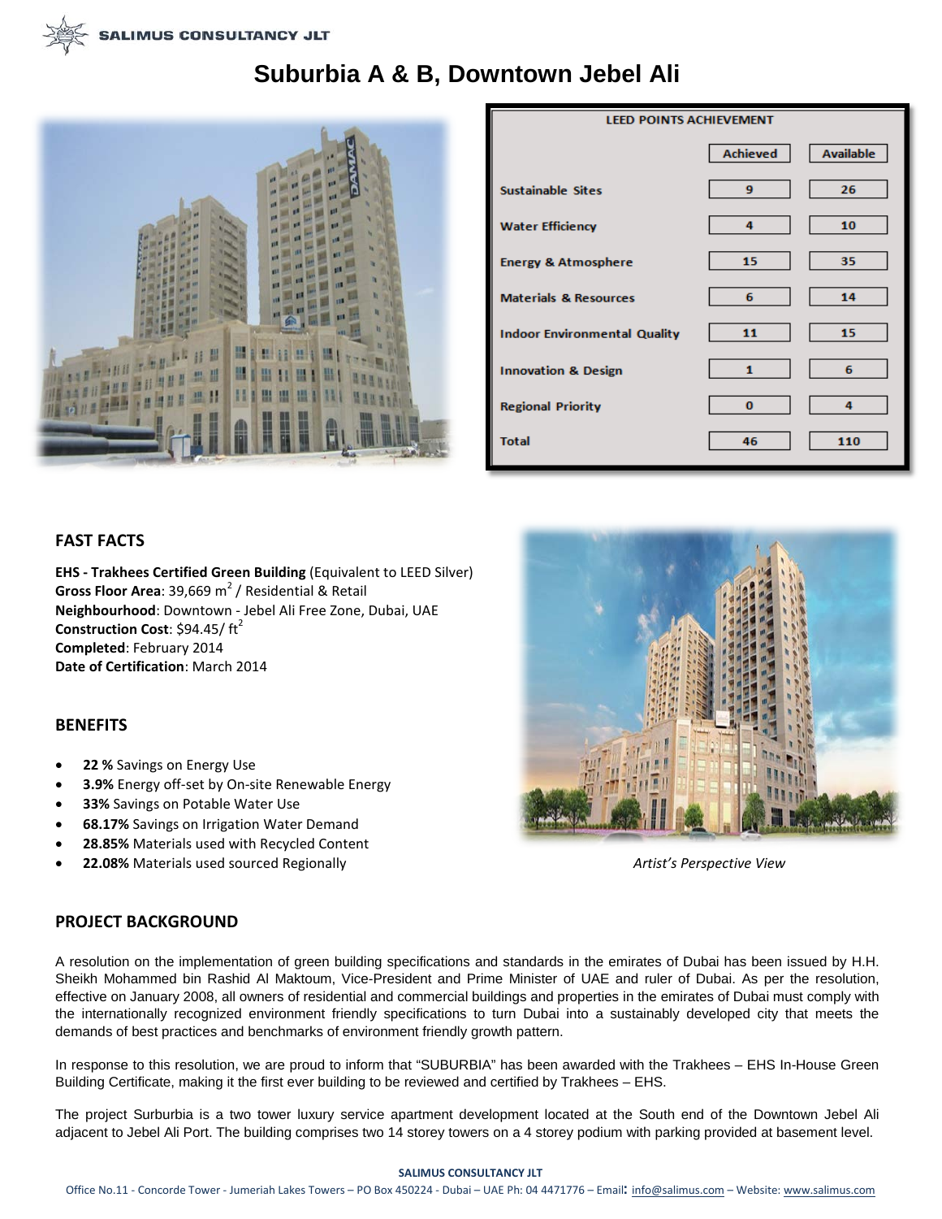# Suburbia A & B, Downtown Jebel Ali

| LEED POINTS ACHIEVEMENT | Achieved | Available |
| --- | --- | --- |
| Sustainable Sites | 9 | 26 |
| Water Efficiency | 4 | 10 |
| Energy & Atmosphere | 15 | 35 |
| Materials & Resources | 6 | 14 |
| Indoor Environmental Quality | 11 | 15 |
| Innovation & Design | 1 | 6 |
| Regional Priority | 0 | 4 |
| Total | 46 | 110 |

## FAST FACTS

**EHS - Trakhees Certified Green Building** (Equivalent to LEED Silver)
**Gross Floor Area**: 39,669 $m^2$ / Residential & Retail
**Neighbourhood**: Downtown - Jebel Ali Free Zone, Dubai, UAE
**Construction Cost**: \$94.45/ $ft^2$
**Completed**: February 2014
**Date of Certification**: March 2014

## BENEFITS

- **22 %** Savings on Energy Use
- **3.9%** Energy off-set by On-site Renewable Energy
- **33%** Savings on Potable Water Use
- **68.17%** Savings on Irrigation Water Demand
- **28.85%** Materials used with Recycled Content
- **22.08%** Materials used sourced Regionally

*Artist's Perspective View*

## PROJECT BACKGROUND

A resolution on the implementation of green building specifications and standards in the emirates of Dubai has been issued by H.H. Sheikh Mohammed bin Rashid Al Maktoum, Vice-President and Prime Minister of UAE and ruler of Dubai. As per the resolution, effective on January 2008, all owners of residential and commercial buildings and properties in the emirates of Dubai must comply with the internationally recognized environment friendly specifications to turn Dubai into a sustainably developed city that meets the demands of best practices and benchmarks of environment friendly growth pattern.

In response to this resolution, we are proud to inform that "SUBURBIA" has been awarded with the Trakhees – EHS In-House Green Building Certificate, making it the first ever building to be reviewed and certified by Trakhees – EHS.

The project Surburbia is a two tower luxury service apartment development located at the South end of the Downtown Jebel Ali adjacent to Jebel Ali Port. The building comprises two 14 storey towers on a 4 storey podium with parking provided at basement level.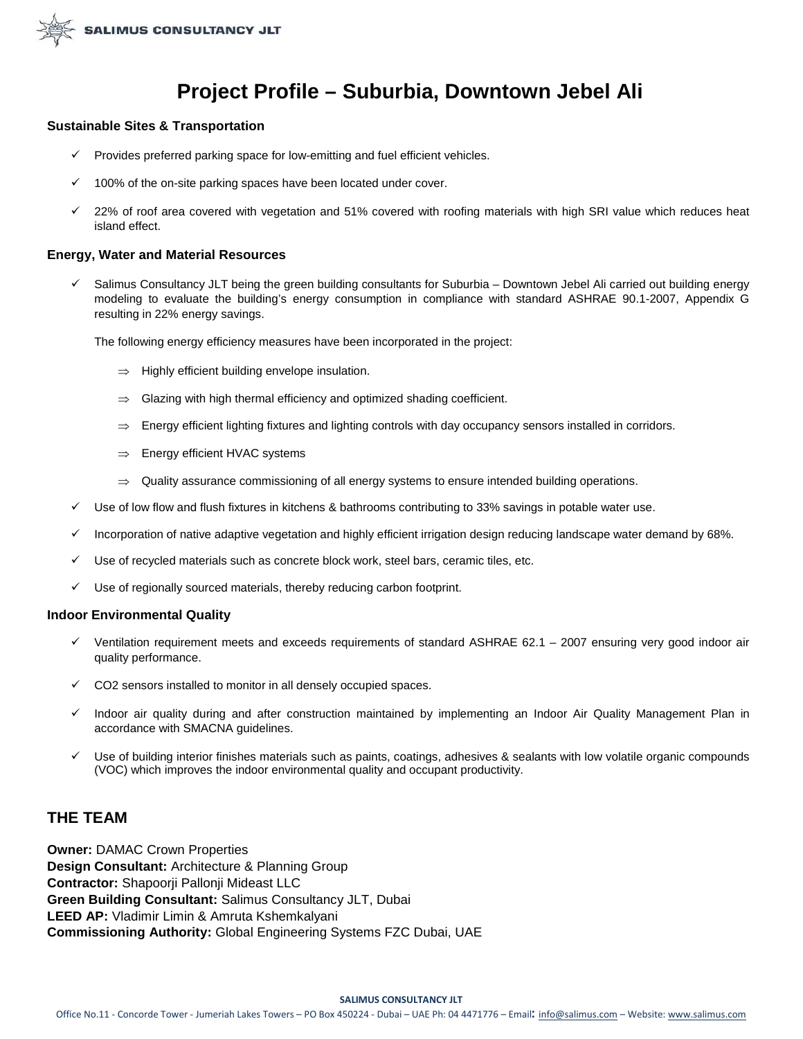# Project Profile – Suburbia, Downtown Jebel Ali

### Sustainable Sites & Transportation

- ✓ Provides preferred parking space for low-emitting and fuel efficient vehicles.
- ✓ 100% of the on-site parking spaces have been located under cover.
- ✓ 22% of roof area covered with vegetation and 51% covered with roofing materials with high SRI value which reduces heat island effect.

### Energy, Water and Material Resources

- ✓ Salimus Consultancy JLT being the green building consultants for Suburbia – Downtown Jebel Ali carried out building energy modeling to evaluate the building's energy consumption in compliance with standard ASHRAE 90.1-2007, Appendix G resulting in 22% energy savings.

  The following energy efficiency measures have been incorporated in the project:

  - ⇒ Highly efficient building envelope insulation.
  - ⇒ Glazing with high thermal efficiency and optimized shading coefficient.
  - ⇒ Energy efficient lighting fixtures and lighting controls with day occupancy sensors installed in corridors.
  - ⇒ Energy efficient HVAC systems
  - ⇒ Quality assurance commissioning of all energy systems to ensure intended building operations.
- ✓ Use of low flow and flush fixtures in kitchens & bathrooms contributing to 33% savings in potable water use.
- ✓ Incorporation of native adaptive vegetation and highly efficient irrigation design reducing landscape water demand by 68%.
- ✓ Use of recycled materials such as concrete block work, steel bars, ceramic tiles, etc.
- ✓ Use of regionally sourced materials, thereby reducing carbon footprint.

### Indoor Environmental Quality

- ✓ Ventilation requirement meets and exceeds requirements of standard ASHRAE 62.1 – 2007 ensuring very good indoor air quality performance.
- ✓ CO2 sensors installed to monitor in all densely occupied spaces.
- ✓ Indoor air quality during and after construction maintained by implementing an Indoor Air Quality Management Plan in accordance with SMACNA guidelines.
- ✓ Use of building interior finishes materials such as paints, coatings, adhesives & sealants with low volatile organic compounds (VOC) which improves the indoor environmental quality and occupant productivity.

## THE TEAM

**Owner:** DAMAC Crown Properties
**Design Consultant:** Architecture & Planning Group
**Contractor:** Shapoorji Pallonji Mideast LLC
**Green Building Consultant:** Salimus Consultancy JLT, Dubai
**LEED AP:** Vladimir Limin & Amruta Kshemkalyani
**Commissioning Authority:** Global Engineering Systems FZC Dubai, UAE